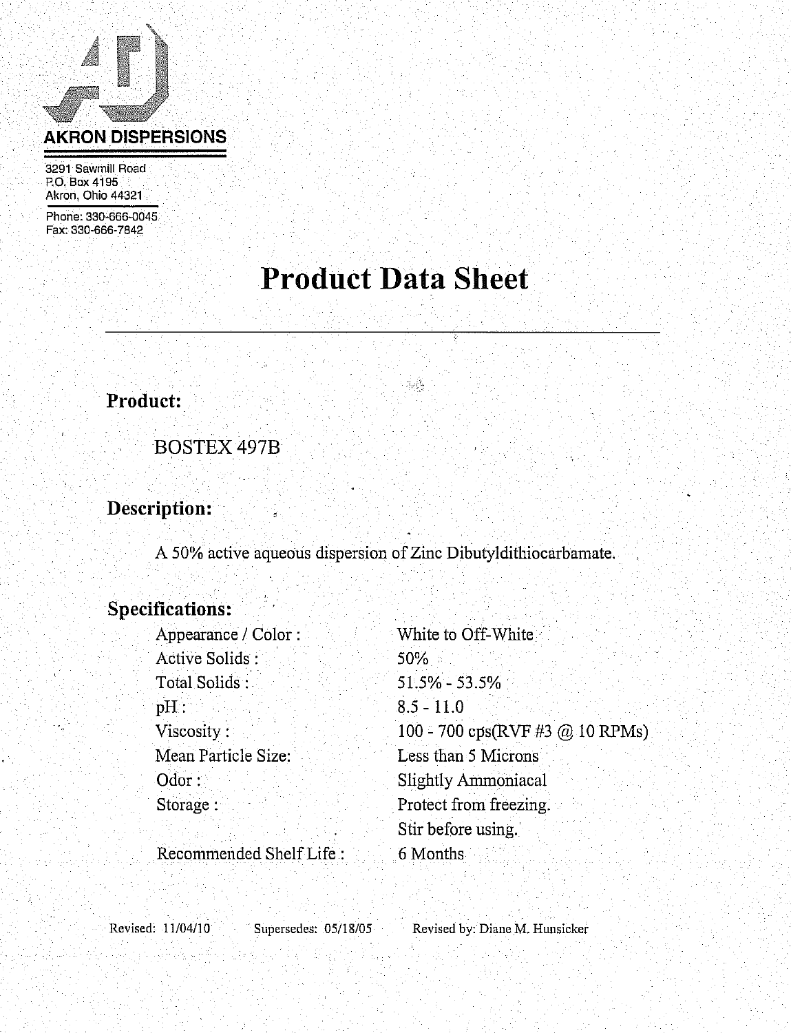**AKRON DISPERSIONS**

3291 Sawmill Road
P.O. Box 4195
Akron, Ohio 44321

Phone: 330-666-0045
Fax: 330-666-7842

# Product Data Sheet

## Product:

BOSTEX 497B

## Description:

A 50% active aqueous dispersion of Zinc Dibutyldithiocarbamate.

## Specifications:

| | |
|---|---|
| Appearance / Color : | White to Off-White |
| Active Solids : | 50% |
| Total Solids : | 51.5% - 53.5% |
| pH : | 8.5 - 11.0 |
| Viscosity : | 100 - 700 cps(RVF #3 @ 10 RPMs) |
| Mean Particle Size: | Less than 5 Microns |
| Odor : | Slightly Ammoniacal |
| Storage : | Protect from freezing. Stir before using. |
| Recommended Shelf Life : | 6 Months |

Revised: 11/04/10 Supersedes: 05/18/05 Revised by: Diane M. Hunsicker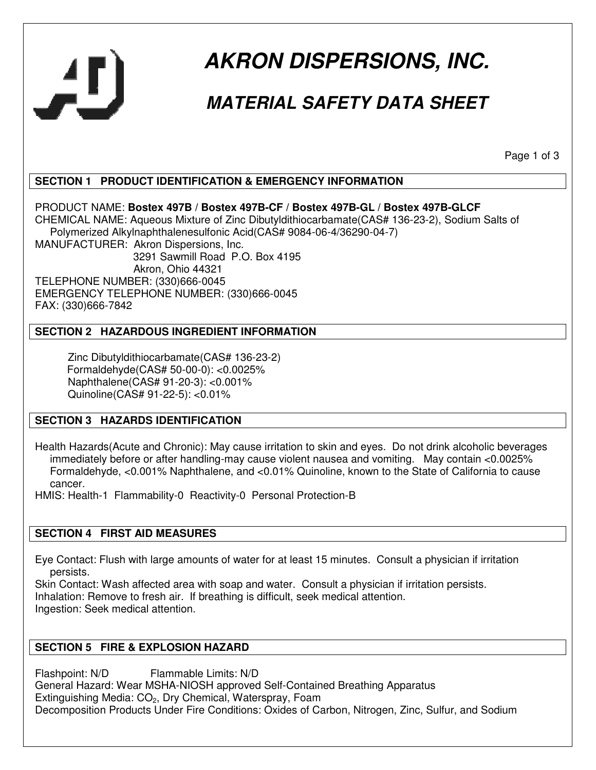# AKRON DISPERSIONS, INC.

## MATERIAL SAFETY DATA SHEET

### SECTION 1 PRODUCT IDENTIFICATION & EMERGENCY INFORMATION

PRODUCT NAME: **Bostex 497B / Bostex 497B-CF / Bostex 497B-GL / Bostex 497B-GLCF**
CHEMICAL NAME: Aqueous Mixture of Zinc Dibutyldithiocarbamate(CAS# 136-23-2), Sodium Salts of Polymerized Alkylnaphthalenesulfonic Acid(CAS# 9084-06-4/36290-04-7)
MANUFACTURER: Akron Dispersions, Inc.
3291 Sawmill Road P.O. Box 4195
Akron, Ohio 44321
TELEPHONE NUMBER: (330)666-0045
EMERGENCY TELEPHONE NUMBER: (330)666-0045
FAX: (330)666-7842

### SECTION 2 HAZARDOUS INGREDIENT INFORMATION

Zinc Dibutyldithiocarbamate(CAS# 136-23-2)
Formaldehyde(CAS# 50-00-0): <0.0025%
Naphthalene(CAS# 91-20-3): <0.001%
Quinoline(CAS# 91-22-5): <0.01%

### SECTION 3 HAZARDS IDENTIFICATION

Health Hazards(Acute and Chronic): May cause irritation to skin and eyes. Do not drink alcoholic beverages immediately before or after handling-may cause violent nausea and vomiting. May contain <0.0025% Formaldehyde, <0.001% Naphthalene, and <0.01% Quinoline, known to the State of California to cause cancer.
HMIS: Health-1 Flammability-0 Reactivity-0 Personal Protection-B

### SECTION 4 FIRST AID MEASURES

Eye Contact: Flush with large amounts of water for at least 15 minutes. Consult a physician if irritation persists.
Skin Contact: Wash affected area with soap and water. Consult a physician if irritation persists.
Inhalation: Remove to fresh air. If breathing is difficult, seek medical attention.
Ingestion: Seek medical attention.

### SECTION 5 FIRE & EXPLOSION HAZARD

Flashpoint: N/D Flammable Limits: N/D
General Hazard: Wear MSHA-NIOSH approved Self-Contained Breathing Apparatus
Extinguishing Media: $CO_2$, Dry Chemical, Waterspray, Foam
Decomposition Products Under Fire Conditions: Oxides of Carbon, Nitrogen, Zinc, Sulfur, and Sodium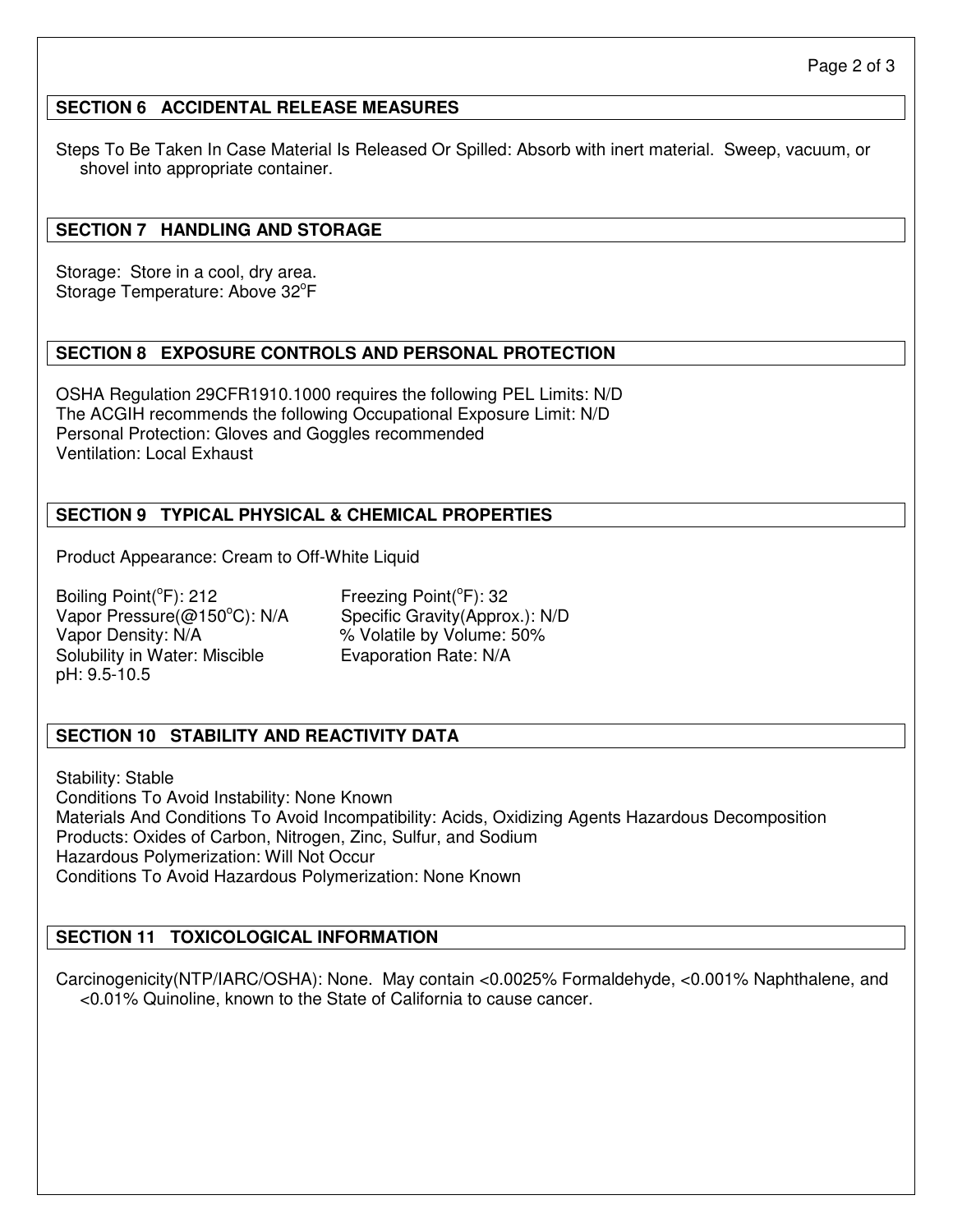## SECTION 6 ACCIDENTAL RELEASE MEASURES

Steps To Be Taken In Case Material Is Released Or Spilled: Absorb with inert material. Sweep, vacuum, or shovel into appropriate container.

## SECTION 7 HANDLING AND STORAGE

Storage: Store in a cool, dry area.
Storage Temperature: Above 32°F

## SECTION 8 EXPOSURE CONTROLS AND PERSONAL PROTECTION

OSHA Regulation 29CFR1910.1000 requires the following PEL Limits: N/D
The ACGIH recommends the following Occupational Exposure Limit: N/D
Personal Protection: Gloves and Goggles recommended
Ventilation: Local Exhaust

## SECTION 9 TYPICAL PHYSICAL & CHEMICAL PROPERTIES

Product Appearance: Cream to Off-White Liquid

Boiling Point(°F): 212
Freezing Point(°F): 32
Vapor Pressure(@150°C): N/A
Specific Gravity(Approx.): N/D
Vapor Density: N/A
% Volatile by Volume: 50%
Solubility in Water: Miscible
Evaporation Rate: N/A
pH: 9.5-10.5

## SECTION 10 STABILITY AND REACTIVITY DATA

Stability: Stable
Conditions To Avoid Instability: None Known
Materials And Conditions To Avoid Incompatibility: Acids, Oxidizing Agents Hazardous Decomposition Products: Oxides of Carbon, Nitrogen, Zinc, Sulfur, and Sodium
Hazardous Polymerization: Will Not Occur
Conditions To Avoid Hazardous Polymerization: None Known

## SECTION 11 TOXICOLOGICAL INFORMATION

Carcinogenicity(NTP/IARC/OSHA): None. May contain <0.0025% Formaldehyde, <0.001% Naphthalene, and <0.01% Quinoline, known to the State of California to cause cancer.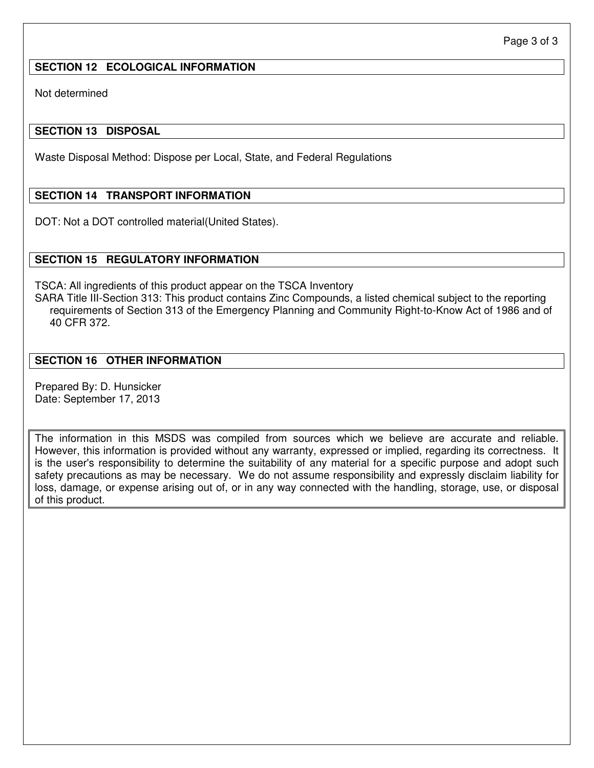## SECTION 12 ECOLOGICAL INFORMATION

Not determined

## SECTION 13 DISPOSAL

Waste Disposal Method: Dispose per Local, State, and Federal Regulations

## SECTION 14 TRANSPORT INFORMATION

DOT: Not a DOT controlled material(United States).

## SECTION 15 REGULATORY INFORMATION

TSCA: All ingredients of this product appear on the TSCA Inventory

SARA Title III-Section 313: This product contains Zinc Compounds, a listed chemical subject to the reporting requirements of Section 313 of the Emergency Planning and Community Right-to-Know Act of 1986 and of 40 CFR 372.

## SECTION 16 OTHER INFORMATION

Prepared By: D. Hunsicker
Date: September 17, 2013

The information in this MSDS was compiled from sources which we believe are accurate and reliable. However, this information is provided without any warranty, expressed or implied, regarding its correctness. It is the user's responsibility to determine the suitability of any material for a specific purpose and adopt such safety precautions as may be necessary. We do not assume responsibility and expressly disclaim liability for loss, damage, or expense arising out of, or in any way connected with the handling, storage, use, or disposal of this product.